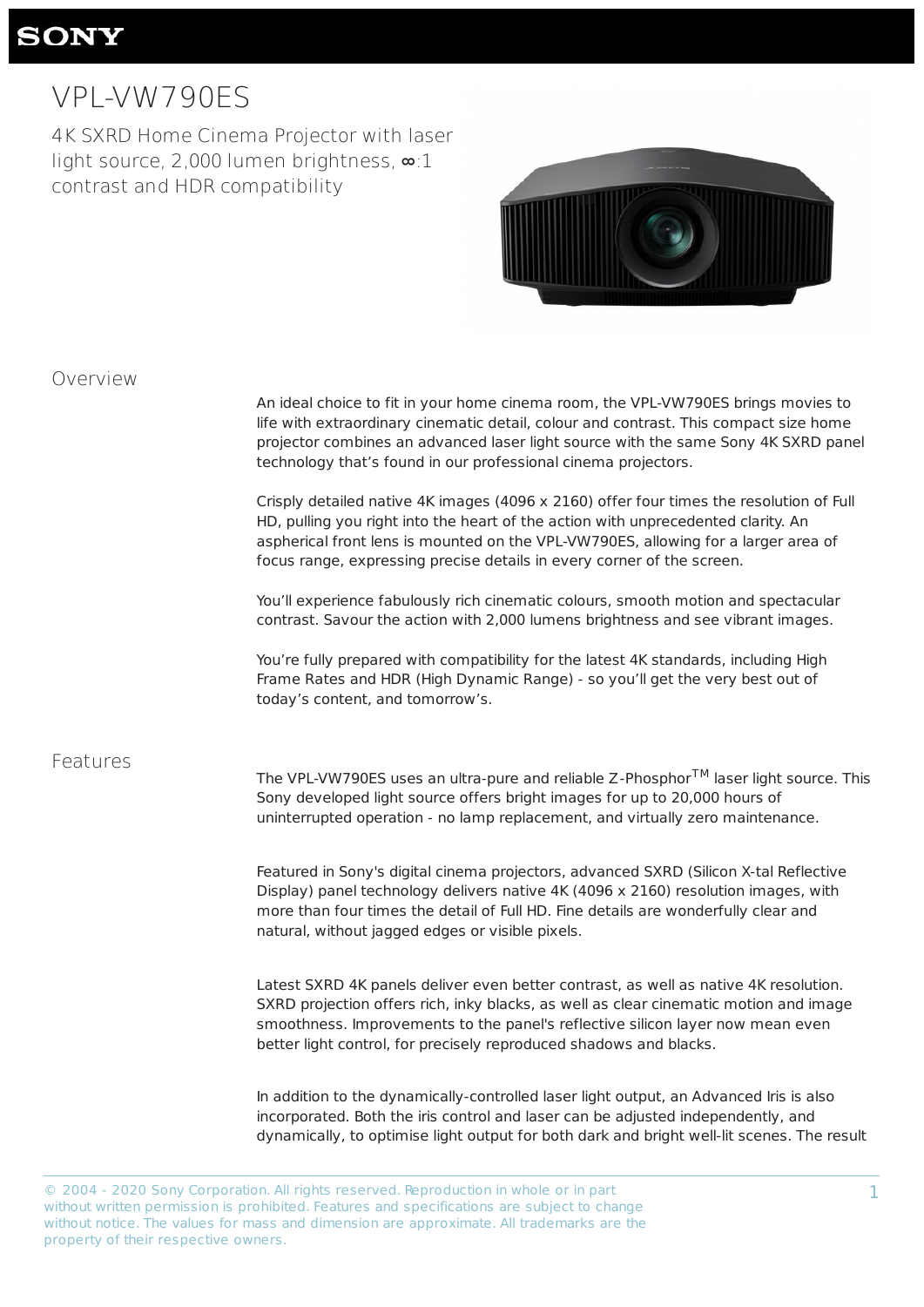SONY

# VPL-VW790ES

4K SXRD Home Cinema Projector with laser light source, 2,000 lumen brightness, ∞:1 contrast and HDR compatibility

## Overview

An ideal choice to fit in your home cinema room, the VPL-VW790ES brings movies to life with extraordinary cinematic detail, colour and contrast. This compact size home projector combines an advanced laser light source with the same Sony 4K SXRD panel technology that's found in our professional cinema projectors.

Crisply detailed native 4K images (4096 x 2160) offer four times the resolution of Full HD, pulling you right into the heart of the action with unprecedented clarity. An aspherical front lens is mounted on the VPL-VW790ES, allowing for a larger area of focus range, expressing precise details in every corner of the screen.

You'll experience fabulously rich cinematic colours, smooth motion and spectacular contrast. Savour the action with 2,000 lumens brightness and see vibrant images.

You're fully prepared with compatibility for the latest 4K standards, including High Frame Rates and HDR (High Dynamic Range) - so you'll get the very best out of today's content, and tomorrow's.

## Features

The VPL-VW790ES uses an ultra-pure and reliable Z-Phosphor™ laser light source. This Sony developed light source offers bright images for up to 20,000 hours of uninterrupted operation - no lamp replacement, and virtually zero maintenance.

Featured in Sony's digital cinema projectors, advanced SXRD (Silicon X-tal Reflective Display) panel technology delivers native 4K (4096 x 2160) resolution images, with more than four times the detail of Full HD. Fine details are wonderfully clear and natural, without jagged edges or visible pixels.

Latest SXRD 4K panels deliver even better contrast, as well as native 4K resolution. SXRD projection offers rich, inky blacks, as well as clear cinematic motion and image smoothness. Improvements to the panel's reflective silicon layer now mean even better light control, for precisely reproduced shadows and blacks.

In addition to the dynamically-controlled laser light output, an Advanced Iris is also incorporated. Both the iris control and laser can be adjusted independently, and dynamically, to optimise light output for both dark and bright well-lit scenes. The result

© 2004 - 2020 Sony Corporation. All rights reserved. Reproduction in whole or in part without written permission is prohibited. Features and specifications are subject to change without notice. The values for mass and dimension are approximate. All trademarks are the property of their respective owners.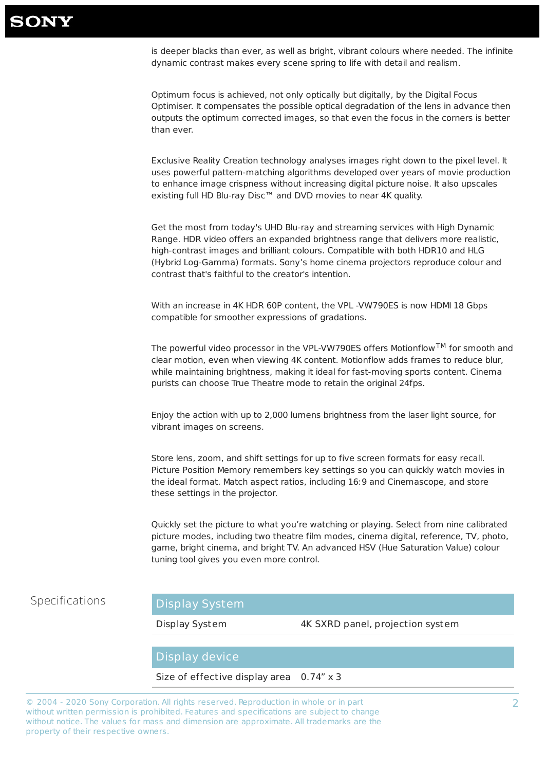is deeper blacks than ever, as well as bright, vibrant colours where needed. The infinite dynamic contrast makes every scene spring to life with detail and realism.

Optimum focus is achieved, not only optically but digitally, by the Digital Focus Optimiser. It compensates the possible optical degradation of the lens in advance then outputs the optimum corrected images, so that even the focus in the corners is better than ever.

Exclusive Reality Creation technology analyses images right down to the pixel level. It uses powerful pattern-matching algorithms developed over years of movie production to enhance image crispness without increasing digital picture noise. It also upscales existing full HD Blu-ray Disc™ and DVD movies to near 4K quality.

Get the most from today's UHD Blu-ray and streaming services with High Dynamic Range. HDR video offers an expanded brightness range that delivers more realistic, high-contrast images and brilliant colours. Compatible with both HDR10 and HLG (Hybrid Log-Gamma) formats. Sony's home cinema projectors reproduce colour and contrast that's faithful to the creator's intention.

With an increase in 4K HDR 60P content, the VPL -VW790ES is now HDMI 18 Gbps compatible for smoother expressions of gradations.

The powerful video processor in the VPL-VW790ES offers Motionflow™ for smooth and clear motion, even when viewing 4K content. Motionflow adds frames to reduce blur, while maintaining brightness, making it ideal for fast-moving sports content. Cinema purists can choose True Theatre mode to retain the original 24fps.

Enjoy the action with up to 2,000 lumens brightness from the laser light source, for vibrant images on screens.

Store lens, zoom, and shift settings for up to five screen formats for easy recall. Picture Position Memory remembers key settings so you can quickly watch movies in the ideal format. Match aspect ratios, including 16:9 and Cinemascope, and store these settings in the projector.

Quickly set the picture to what you're watching or playing. Select from nine calibrated picture modes, including two theatre film modes, cinema digital, reference, TV, photo, game, bright cinema, and bright TV. An advanced HSV (Hue Saturation Value) colour tuning tool gives you even more control.

## Specifications

| Display System | |
|---|---|
| Display System | 4K SXRD panel, projection system |

| Display device | |
|---|---|
| Size of effective display area | 0.74" x 3 |

© 2004 - 2020 Sony Corporation. All rights reserved. Reproduction in whole or in part without written permission is prohibited. Features and specifications are subject to change without notice. The values for mass and dimension are approximate. All trademarks are the property of their respective owners.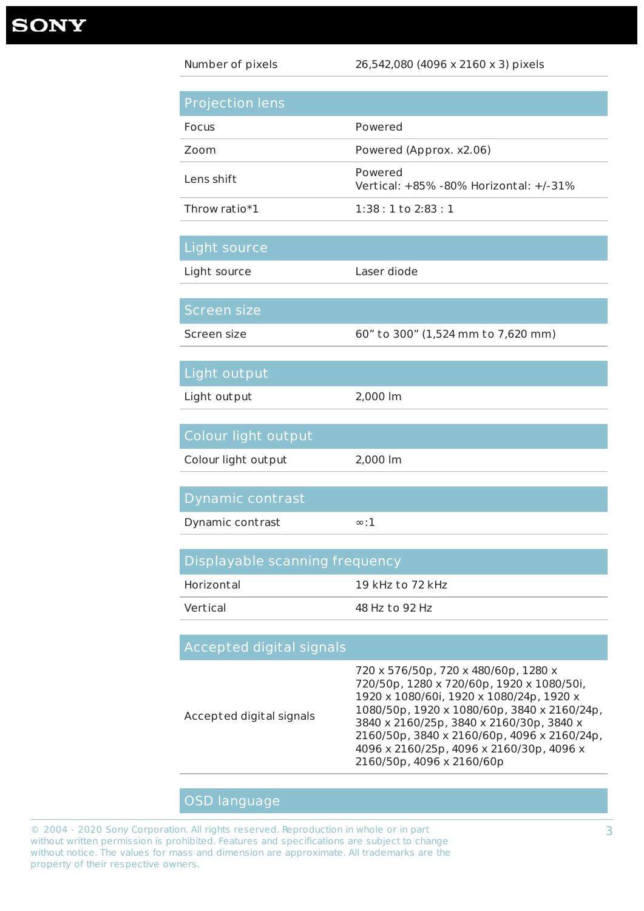| Number of pixels | 26,542,080 (4096 x 2160 x 3) pixels |
|---|---|

## Projection lens

| Focus | Powered |
|---|---|
| Zoom | Powered (Approx. x2.06) |
| Lens shift | Powered<br>Vertical: +85% -80% Horizontal: +/-31% |
| Throw ratio*1 | 1:38 : 1 to 2:83 : 1 |

## Light source

| Light source | Laser diode |
|---|---|

## Screen size

| Screen size | 60” to 300” (1,524 mm to 7,620 mm) |
|---|---|

## Light output

| Light output | 2,000 lm |
|---|---|

## Colour light output

| Colour light output | 2,000 lm |
|---|---|

## Dynamic contrast

| Dynamic contrast | ∞:1 |
|---|---|

## Displayable scanning frequency

| Horizontal | 19 kHz to 72 kHz |
|---|---|
| Vertical | 48 Hz to 92 Hz |

## Accepted digital signals

| Accepted digital signals | 720 x 576/50p, 720 x 480/60p, 1280 x 720/50p, 1280 x 720/60p, 1920 x 1080/50i, 1920 x 1080/60i, 1920 x 1080/24p, 1920 x 1080/50p, 1920 x 1080/60p, 3840 x 2160/24p, 3840 x 2160/25p, 3840 x 2160/30p, 3840 x 2160/50p, 3840 x 2160/60p, 4096 x 2160/24p, 4096 x 2160/25p, 4096 x 2160/30p, 4096 x 2160/50p, 4096 x 2160/60p |
|---|---|

## OSD language

© 2004 - 2020 Sony Corporation. All rights reserved. Reproduction in whole or in part without written permission is prohibited. Features and specifications are subject to change without notice. The values for mass and dimension are approximate. All trademarks are the property of their respective owners.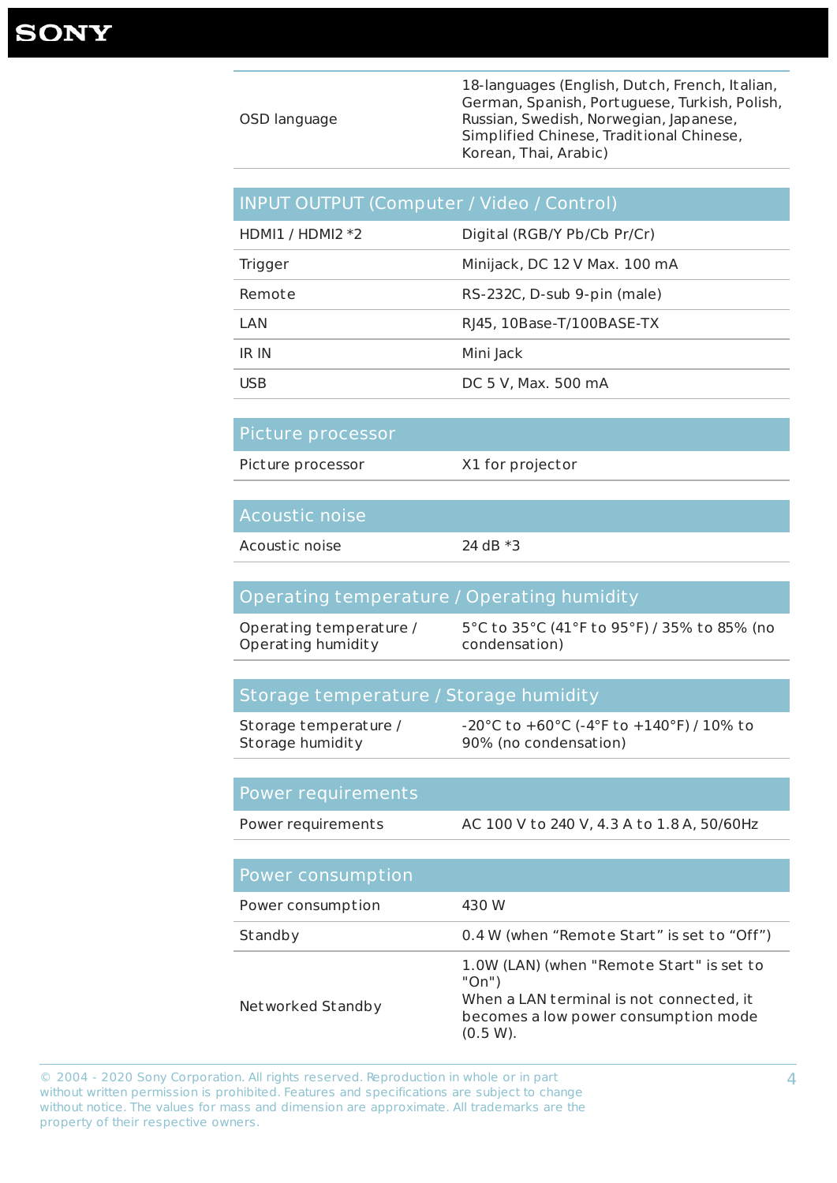| | |
|---|---|
| OSD language | 18-languages (English, Dutch, French, Italian, German, Spanish, Portuguese, Turkish, Polish, Russian, Swedish, Norwegian, Japanese, Simplified Chinese, Traditional Chinese, Korean, Thai, Arabic) |

## INPUT OUTPUT (Computer / Video / Control)

| | |
|---|---|
| HDMI1 / HDMI2 *2 | Digital (RGB/Y Pb/Cb Pr/Cr) |
| Trigger | Minijack, DC 12 V Max. 100 mA |
| Remote | RS-232C, D-sub 9-pin (male) |
| LAN | RJ45, 10Base-T/100BASE-TX |
| IR IN | Mini Jack |
| USB | DC 5 V, Max. 500 mA |

## Picture processor

| | |
|---|---|
| Picture processor | X1 for projector |

## Acoustic noise

| | |
|---|---|
| Acoustic noise | 24 dB *3 |

## Operating temperature / Operating humidity

| | |
|---|---|
| Operating temperature / Operating humidity | 5°C to 35°C (41°F to 95°F) / 35% to 85% (no condensation) |

## Storage temperature / Storage humidity

| | |
|---|---|
| Storage temperature / Storage humidity | -20°C to +60°C (-4°F to +140°F) / 10% to 90% (no condensation) |

## Power requirements

| | |
|---|---|
| Power requirements | AC 100 V to 240 V, 4.3 A to 1.8 A, 50/60Hz |

## Power consumption

| | |
|---|---|
| Power consumption | 430 W |
| Standby | 0.4 W (when “Remote Start” is set to “Off”) |
| Networked Standby | 1.0W (LAN) (when "Remote Start" is set to "On") When a LAN terminal is not connected, it becomes a low power consumption mode (0.5 W). |

© 2004 - 2020 Sony Corporation. All rights reserved. Reproduction in whole or in part without written permission is prohibited. Features and specifications are subject to change without notice. The values for mass and dimension are approximate. All trademarks are the property of their respective owners.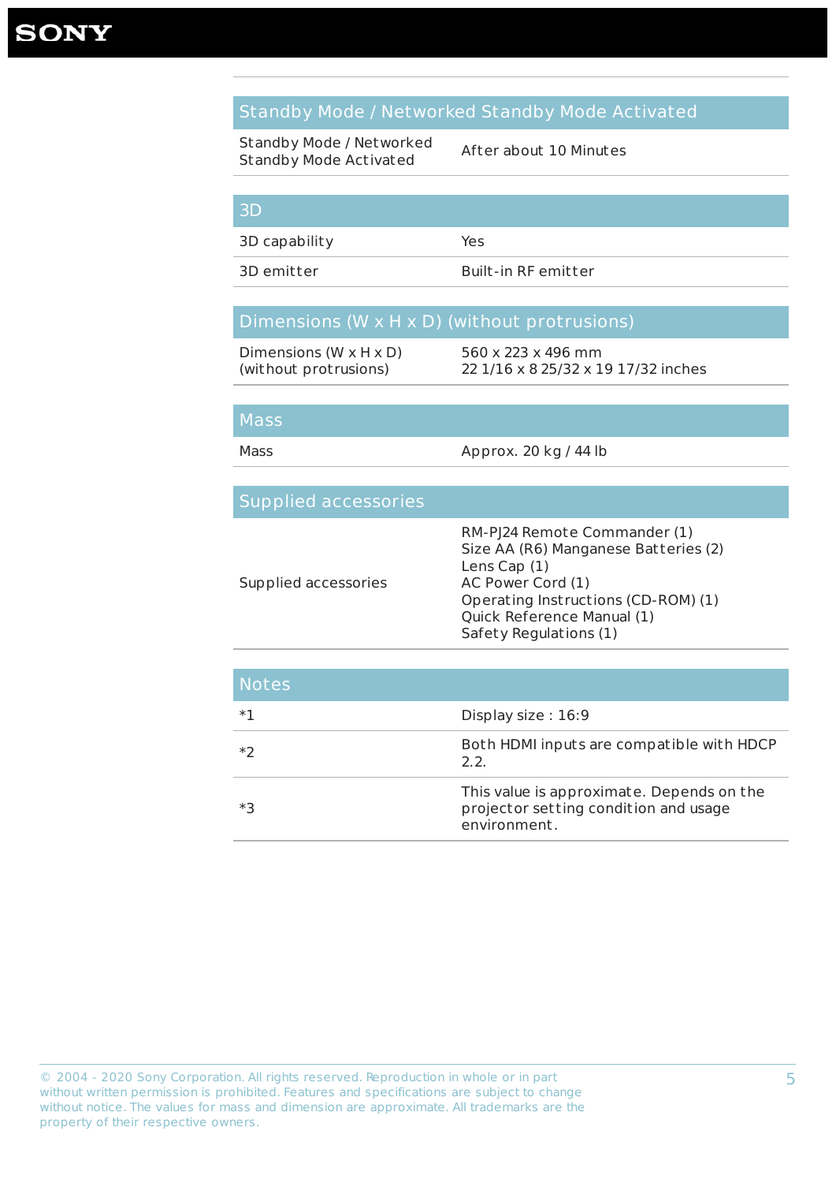## Standby Mode / Networked Standby Mode Activated

| | |
|---|---|
| Standby Mode / Networked Standby Mode Activated | After about 10 Minutes |

## 3D

| | |
|---|---|
| 3D capability | Yes |
| 3D emitter | Built-in RF emitter |

## Dimensions (W x H x D) (without protrusions)

| | |
|---|---|
| Dimensions (W x H x D) (without protrusions) | 560 x 223 x 496 mm<br>22 1/16 x 8 25/32 x 19 17/32 inches |

## Mass

| | |
|---|---|
| Mass | Approx. 20 kg / 44 lb |

## Supplied accessories

| | |
|---|---|
| Supplied accessories | RM-PJ24 Remote Commander (1)<br>Size AA (R6) Manganese Batteries (2)<br>Lens Cap (1)<br>AC Power Cord (1)<br>Operating Instructions (CD-ROM) (1)<br>Quick Reference Manual (1)<br>Safety Regulations (1) |

## Notes

| | |
|---|---|
| *1 | Display size : 16:9 |
| *2 | Both HDMI inputs are compatible with HDCP 2.2. |
| *3 | This value is approximate. Depends on the projector setting condition and usage environment. |

© 2004 - 2020 Sony Corporation. All rights reserved. Reproduction in whole or in part without written permission is prohibited. Features and specifications are subject to change without notice. The values for mass and dimension are approximate. All trademarks are the property of their respective owners.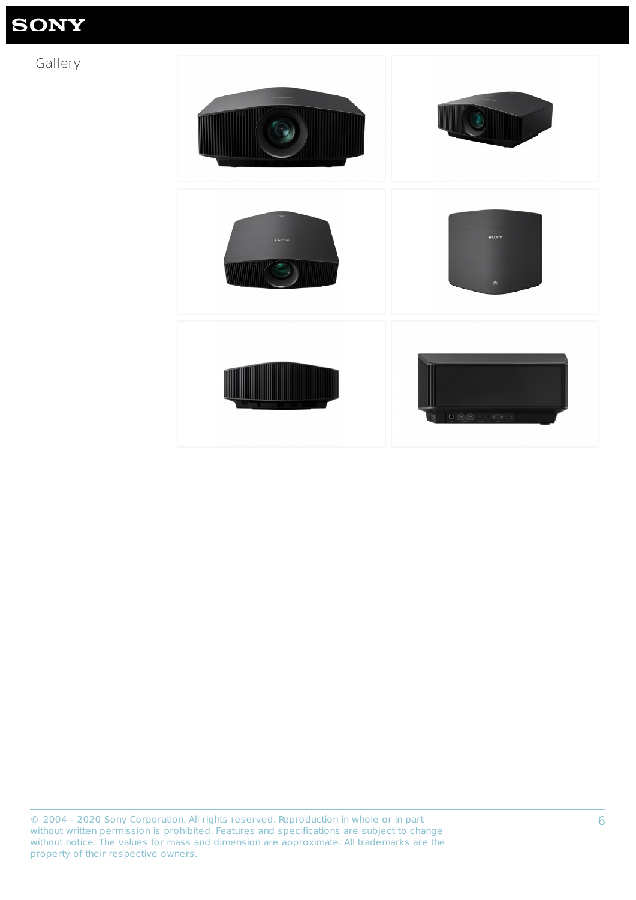Gallery

© 2004 - 2020 Sony Corporation. All rights reserved. Reproduction in whole or in part without written permission is prohibited. Features and specifications are subject to change without notice. The values for mass and dimension are approximate. All trademarks are the property of their respective owners.